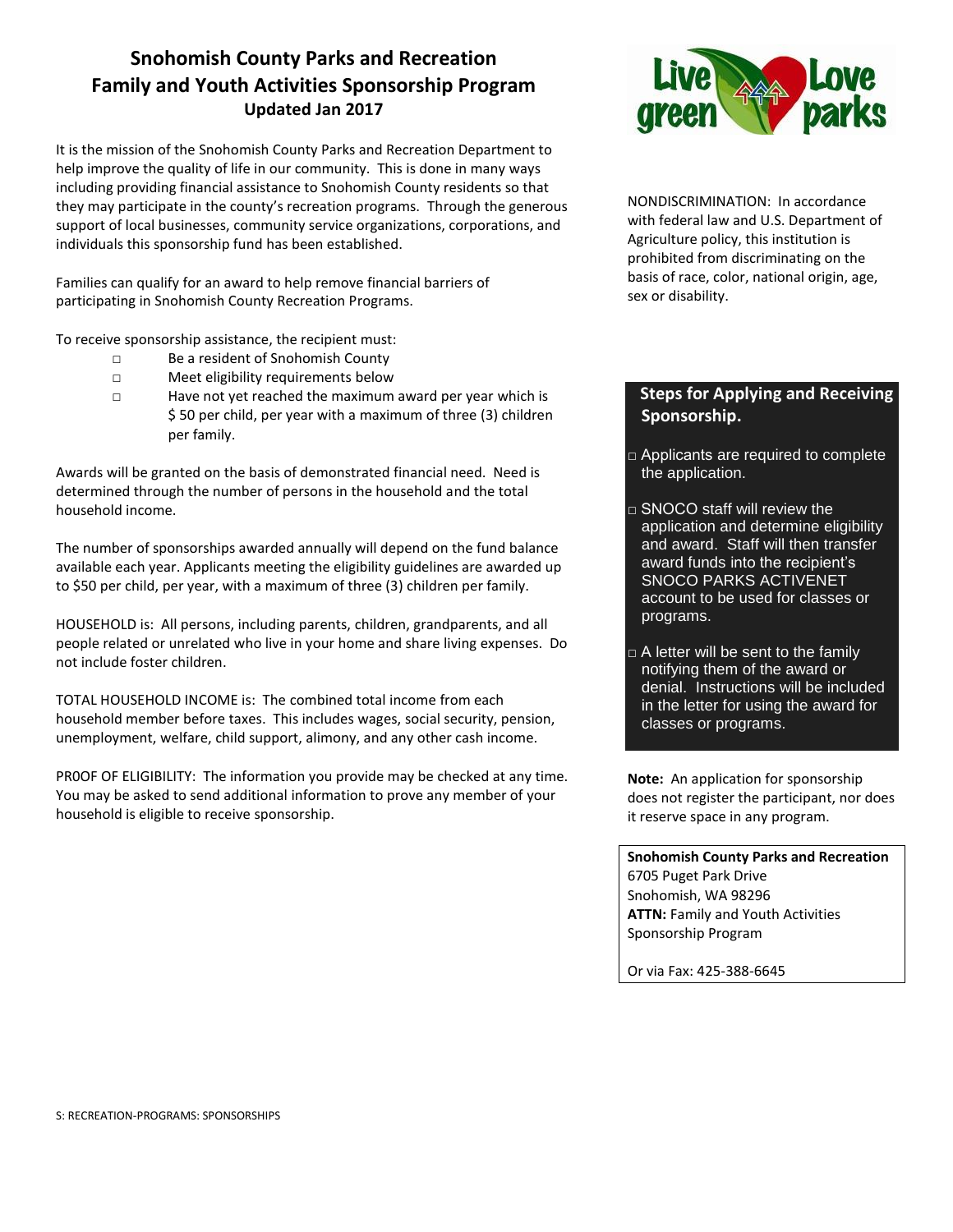# Snohomish County Parks and Recreation
# Family and Youth Activities Sponsorship Program
**Updated Jan 2017**

It is the mission of the Snohomish County Parks and Recreation Department to help improve the quality of life in our community. This is done in many ways including providing financial assistance to Snohomish County residents so that they may participate in the county's recreation programs. Through the generous support of local businesses, community service organizations, corporations, and individuals this sponsorship fund has been established.

Families can qualify for an award to help remove financial barriers of participating in Snohomish County Recreation Programs.

To receive sponsorship assistance, the recipient must:

- □ Be a resident of Snohomish County
- □ Meet eligibility requirements below
- □ Have not yet reached the maximum award per year which is $ 50 per child, per year with a maximum of three (3) children per family.

Awards will be granted on the basis of demonstrated financial need. Need is determined through the number of persons in the household and the total household income.

The number of sponsorships awarded annually will depend on the fund balance available each year. Applicants meeting the eligibility guidelines are awarded up to $50 per child, per year, with a maximum of three (3) children per family.

HOUSEHOLD is: All persons, including parents, children, grandparents, and all people related or unrelated who live in your home and share living expenses. Do not include foster children.

TOTAL HOUSEHOLD INCOME is: The combined total income from each household member before taxes. This includes wages, social security, pension, unemployment, welfare, child support, alimony, and any other cash income.

PR0OF OF ELIGIBILITY: The information you provide may be checked at any time. You may be asked to send additional information to prove any member of your household is eligible to receive sponsorship.

Live green Love parks

NONDISCRIMINATION: In accordance with federal law and U.S. Department of Agriculture policy, this institution is prohibited from discriminating on the basis of race, color, national origin, age, sex or disability.

## Steps for Applying and Receiving Sponsorship.

- □ Applicants are required to complete the application.
- □ SNOCO staff will review the application and determine eligibility and award. Staff will then transfer award funds into the recipient's SNOCO PARKS ACTIVENET account to be used for classes or programs.
- □ A letter will be sent to the family notifying them of the award or denial. Instructions will be included in the letter for using the award for classes or programs.

**Note:** An application for sponsorship does not register the participant, nor does it reserve space in any program.

**Snohomish County Parks and Recreation**
6705 Puget Park Drive
Snohomish, WA 98296
**ATTN:** Family and Youth Activities Sponsorship Program

Or via Fax: 425-388-6645

S: RECREATION-PROGRAMS: SPONSORSHIPS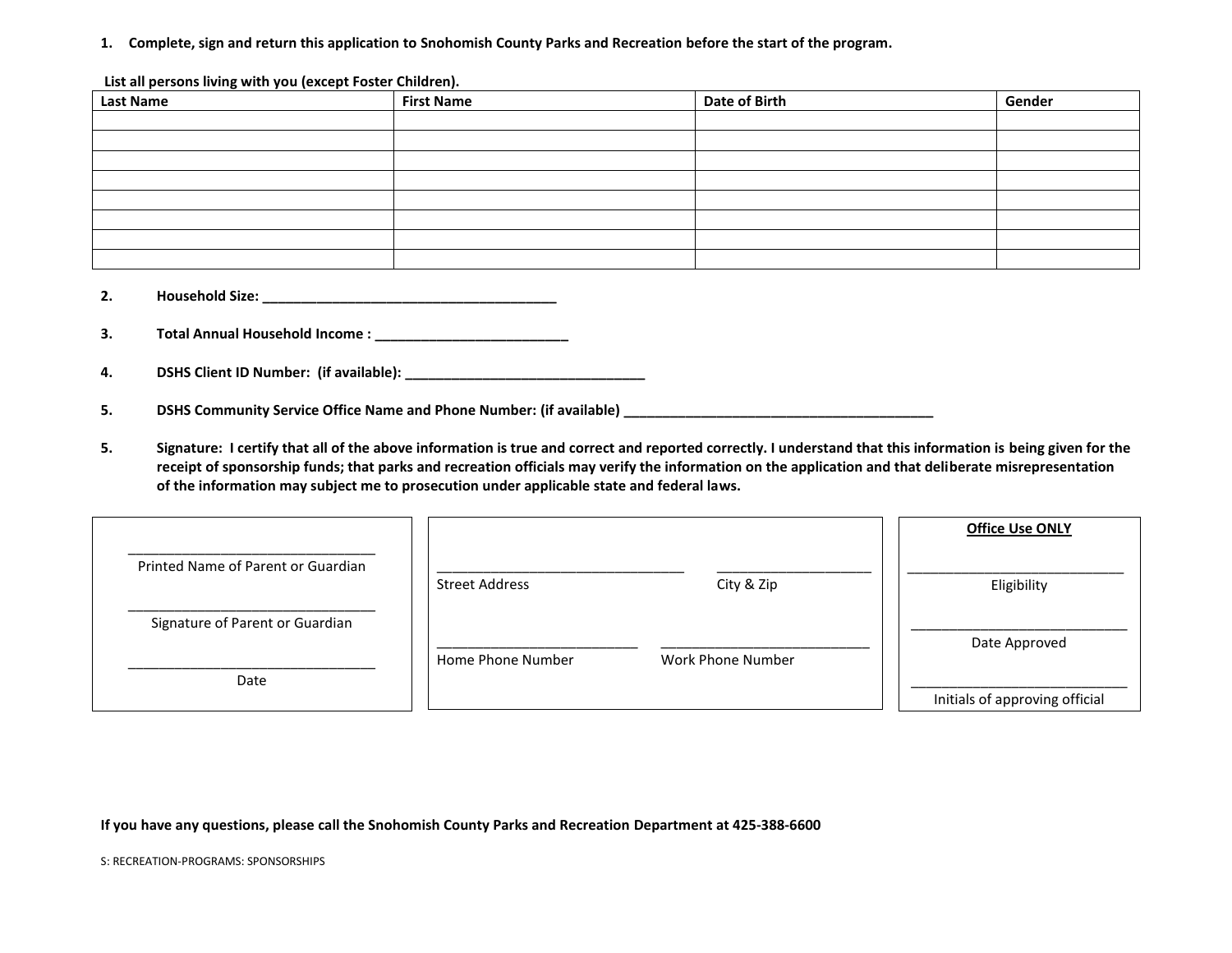1. **Complete, sign and return this application to Snohomish County Parks and Recreation before the start of the program.**

**List all persons living with you (except Foster Children).**

| Last Name | First Name | Date of Birth | Gender |
|---|---|---|---|
| | | | |
| | | | |
| | | | |
| | | | |
| | | | |
| | | | |
| | | | |
| | | | |

2. **Household Size: ________________________________________**

3. **Total Annual Household Income : _________________________**

4. **DSHS Client ID Number: (if available): ________________________________**

5. **DSHS Community Service Office Name and Phone Number: (if available) __________________________________________**

5. **Signature: I certify that all of the above information is true and correct and reported correctly. I understand that this information is being given for the receipt of sponsorship funds; that parks and recreation officials may verify the information on the application and that deliberate misrepresentation of the information may subject me to prosecution under applicable state and federal laws.**

_________________________________
Printed Name of Parent or Guardian

_________________________________
Signature of Parent or Guardian

_________________________________
Date

_________________________________ Street Address

_____________________ City & Zip

__________________________ Home Phone Number

___________________________ Work Phone Number

**Office Use ONLY**

_____________________________
Eligibility

_____________________________
Date Approved

_____________________________
Initials of approving official

**If you have any questions, please call the Snohomish County Parks and Recreation Department at 425-388-6600**

S: RECREATION-PROGRAMS: SPONSORSHIPS